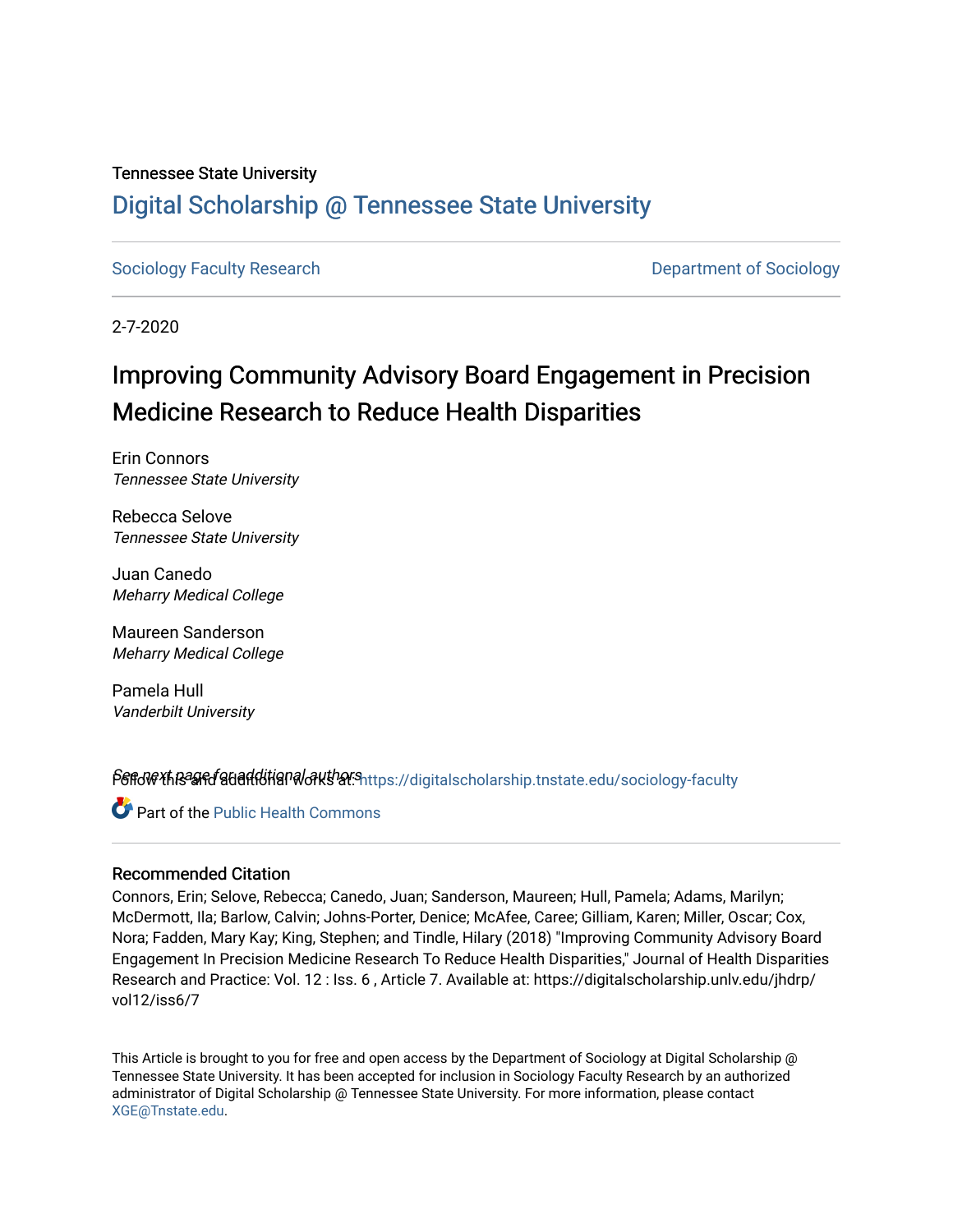Tennessee State University

# Digital Scholarship @ Tennessee State University

Sociology Faculty Research | Department of Sociology

2-7-2020

## Improving Community Advisory Board Engagement in Precision Medicine Research to Reduce Health Disparities

Erin Connors
*Tennessee State University*

Rebecca Selove
*Tennessee State University*

Juan Canedo
*Meharry Medical College*

Maureen Sanderson
*Meharry Medical College*

Pamela Hull
*Vanderbilt University*

*See next page for additional authors*

Follow this and additional works at: https://digitalscholarship.tnstate.edu/sociology-faculty

Part of the Public Health Commons

### Recommended Citation

Connors, Erin; Selove, Rebecca; Canedo, Juan; Sanderson, Maureen; Hull, Pamela; Adams, Marilyn; McDermott, Ila; Barlow, Calvin; Johns-Porter, Denice; McAfee, Caree; Gilliam, Karen; Miller, Oscar; Cox, Nora; Fadden, Mary Kay; King, Stephen; and Tindle, Hilary (2018) "Improving Community Advisory Board Engagement In Precision Medicine Research To Reduce Health Disparities," Journal of Health Disparities Research and Practice: Vol. 12 : Iss. 6 , Article 7. Available at: https://digitalscholarship.unlv.edu/jhdrp/vol12/iss6/7

This Article is brought to you for free and open access by the Department of Sociology at Digital Scholarship @ Tennessee State University. It has been accepted for inclusion in Sociology Faculty Research by an authorized administrator of Digital Scholarship @ Tennessee State University. For more information, please contact XGE@Tnstate.edu.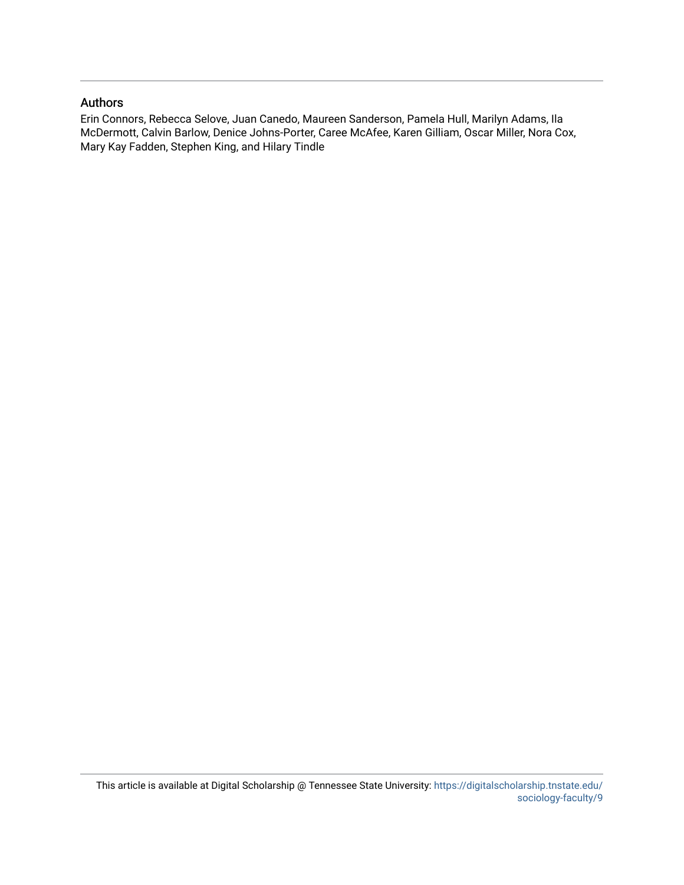## Authors

Erin Connors, Rebecca Selove, Juan Canedo, Maureen Sanderson, Pamela Hull, Marilyn Adams, Ila McDermott, Calvin Barlow, Denice Johns-Porter, Caree McAfee, Karen Gilliam, Oscar Miller, Nora Cox, Mary Kay Fadden, Stephen King, and Hilary Tindle

This article is available at Digital Scholarship @ Tennessee State University: https://digitalscholarship.tnstate.edu/sociology-faculty/9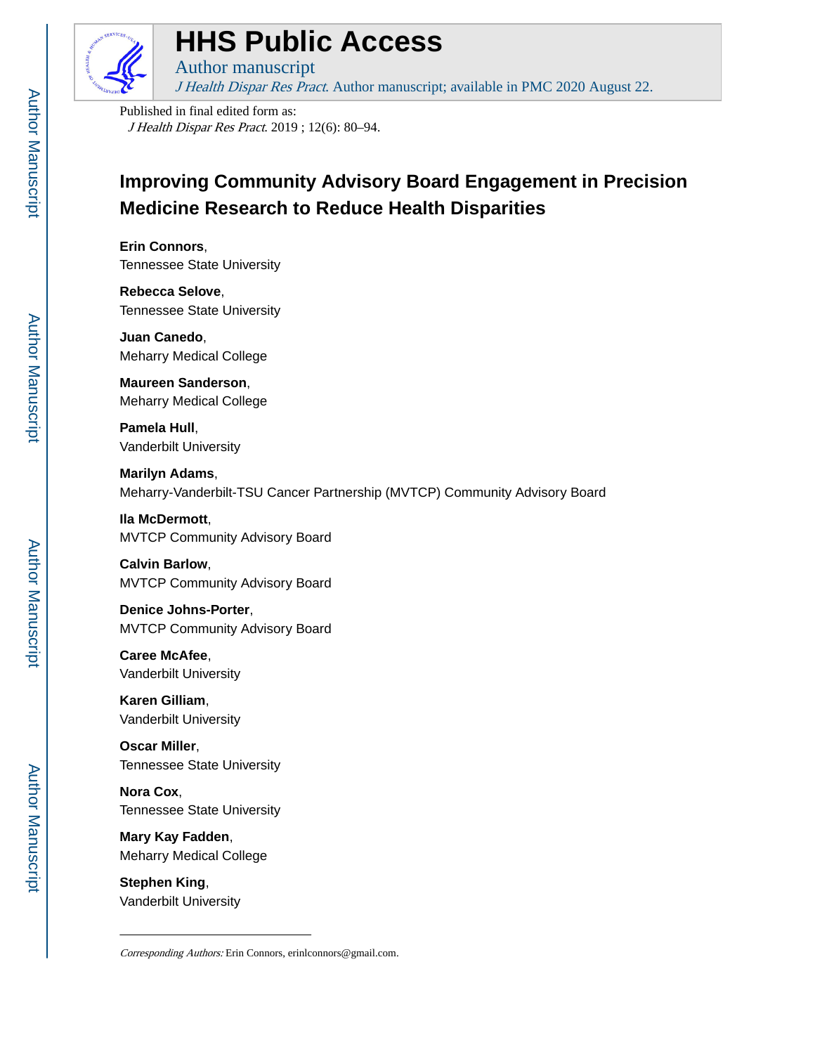Published in final edited form as:

*J Health Dispar Res Pract*. 2019 ; 12(6): 80–94.

# Improving Community Advisory Board Engagement in Precision Medicine Research to Reduce Health Disparities

**Erin Connors**,
Tennessee State University

**Rebecca Selove**,
Tennessee State University

**Juan Canedo**,
Meharry Medical College

**Maureen Sanderson**,
Meharry Medical College

**Pamela Hull**,
Vanderbilt University

**Marilyn Adams**,
Meharry-Vanderbilt-TSU Cancer Partnership (MVTCP) Community Advisory Board

**Ila McDermott**,
MVTCP Community Advisory Board

**Calvin Barlow**,
MVTCP Community Advisory Board

**Denice Johns-Porter**,
MVTCP Community Advisory Board

**Caree McAfee**,
Vanderbilt University

**Karen Gilliam**,
Vanderbilt University

**Oscar Miller**,
Tennessee State University

**Nora Cox**,
Tennessee State University

**Mary Kay Fadden**,
Meharry Medical College

**Stephen King**,
Vanderbilt University

*Corresponding Authors:* Erin Connors, erinlconnors@gmail.com.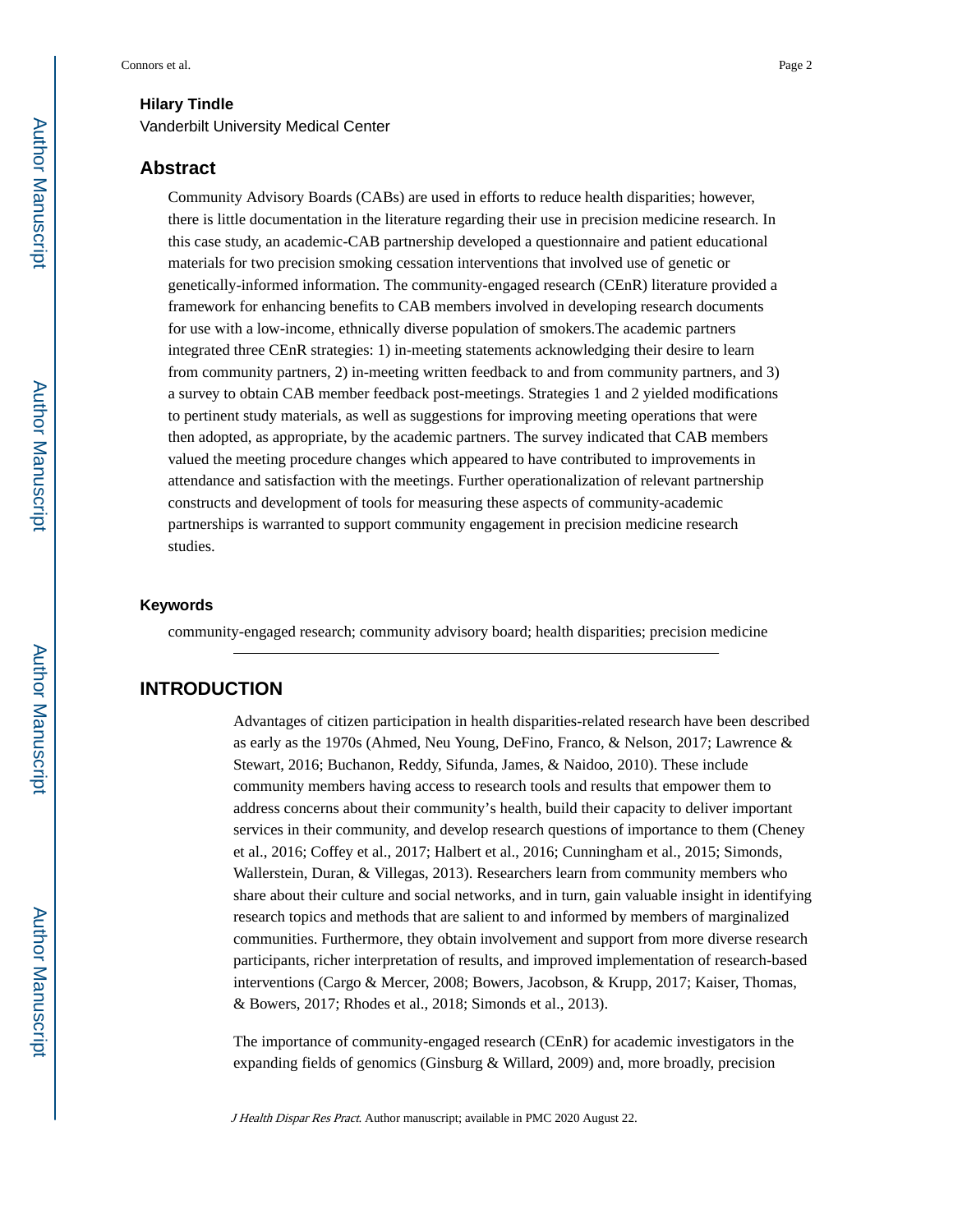**Hilary Tindle**

Vanderbilt University Medical Center

## Abstract

Community Advisory Boards (CABs) are used in efforts to reduce health disparities; however, there is little documentation in the literature regarding their use in precision medicine research. In this case study, an academic-CAB partnership developed a questionnaire and patient educational materials for two precision smoking cessation interventions that involved use of genetic or genetically-informed information. The community-engaged research (CEnR) literature provided a framework for enhancing benefits to CAB members involved in developing research documents for use with a low-income, ethnically diverse population of smokers.The academic partners integrated three CEnR strategies: 1) in-meeting statements acknowledging their desire to learn from community partners, 2) in-meeting written feedback to and from community partners, and 3) a survey to obtain CAB member feedback post-meetings. Strategies 1 and 2 yielded modifications to pertinent study materials, as well as suggestions for improving meeting operations that were then adopted, as appropriate, by the academic partners. The survey indicated that CAB members valued the meeting procedure changes which appeared to have contributed to improvements in attendance and satisfaction with the meetings. Further operationalization of relevant partnership constructs and development of tools for measuring these aspects of community-academic partnerships is warranted to support community engagement in precision medicine research studies.

### Keywords

community-engaged research; community advisory board; health disparities; precision medicine

## INTRODUCTION

Advantages of citizen participation in health disparities-related research have been described as early as the 1970s (Ahmed, Neu Young, DeFino, Franco, & Nelson, 2017; Lawrence & Stewart, 2016; Buchanon, Reddy, Sifunda, James, & Naidoo, 2010). These include community members having access to research tools and results that empower them to address concerns about their community's health, build their capacity to deliver important services in their community, and develop research questions of importance to them (Cheney et al., 2016; Coffey et al., 2017; Halbert et al., 2016; Cunningham et al., 2015; Simonds, Wallerstein, Duran, & Villegas, 2013). Researchers learn from community members who share about their culture and social networks, and in turn, gain valuable insight in identifying research topics and methods that are salient to and informed by members of marginalized communities. Furthermore, they obtain involvement and support from more diverse research participants, richer interpretation of results, and improved implementation of research-based interventions (Cargo & Mercer, 2008; Bowers, Jacobson, & Krupp, 2017; Kaiser, Thomas, & Bowers, 2017; Rhodes et al., 2018; Simonds et al., 2013).

The importance of community-engaged research (CEnR) for academic investigators in the expanding fields of genomics (Ginsburg & Willard, 2009) and, more broadly, precision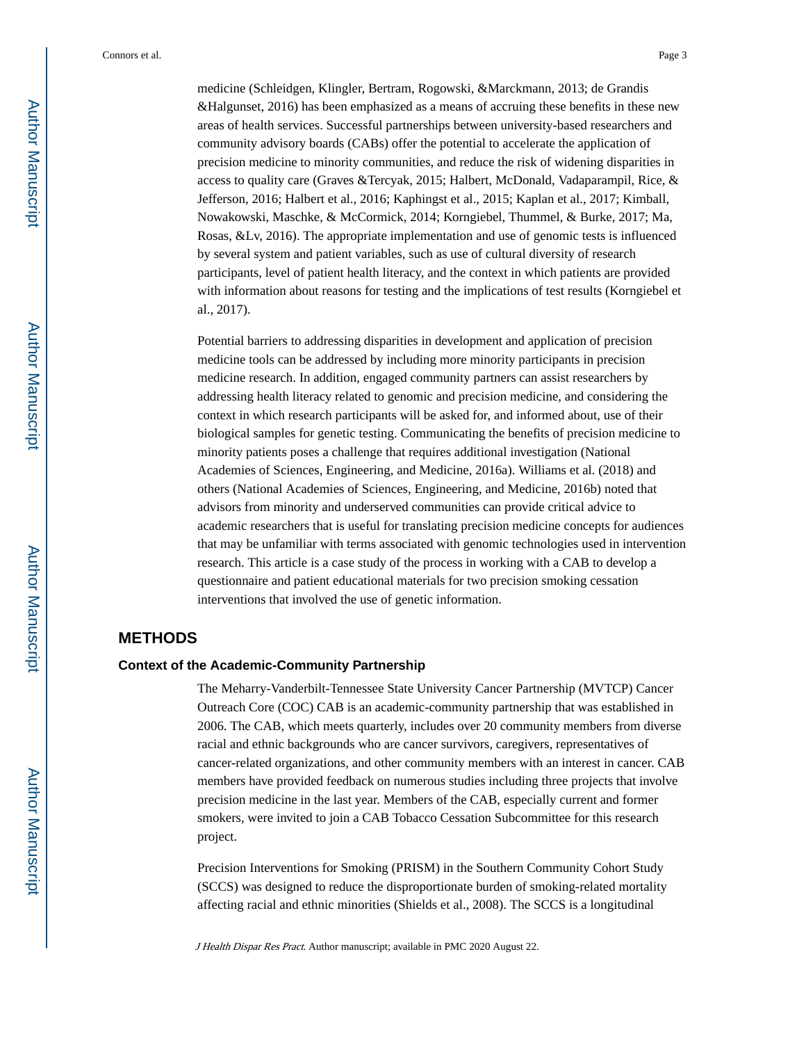medicine (Schleidgen, Klingler, Bertram, Rogowski, &Marckmann, 2013; de Grandis &Halgunset, 2016) has been emphasized as a means of accruing these benefits in these new areas of health services. Successful partnerships between university-based researchers and community advisory boards (CABs) offer the potential to accelerate the application of precision medicine to minority communities, and reduce the risk of widening disparities in access to quality care (Graves &Tercyak, 2015; Halbert, McDonald, Vadaparampil, Rice, & Jefferson, 2016; Halbert et al., 2016; Kaphingst et al., 2015; Kaplan et al., 2017; Kimball, Nowakowski, Maschke, & McCormick, 2014; Korngiebel, Thummel, & Burke, 2017; Ma, Rosas, &Lv, 2016). The appropriate implementation and use of genomic tests is influenced by several system and patient variables, such as use of cultural diversity of research participants, level of patient health literacy, and the context in which patients are provided with information about reasons for testing and the implications of test results (Korngiebel et al., 2017).

Potential barriers to addressing disparities in development and application of precision medicine tools can be addressed by including more minority participants in precision medicine research. In addition, engaged community partners can assist researchers by addressing health literacy related to genomic and precision medicine, and considering the context in which research participants will be asked for, and informed about, use of their biological samples for genetic testing. Communicating the benefits of precision medicine to minority patients poses a challenge that requires additional investigation (National Academies of Sciences, Engineering, and Medicine, 2016a). Williams et al. (2018) and others (National Academies of Sciences, Engineering, and Medicine, 2016b) noted that advisors from minority and underserved communities can provide critical advice to academic researchers that is useful for translating precision medicine concepts for audiences that may be unfamiliar with terms associated with genomic technologies used in intervention research. This article is a case study of the process in working with a CAB to develop a questionnaire and patient educational materials for two precision smoking cessation interventions that involved the use of genetic information.

## METHODS

### Context of the Academic-Community Partnership

The Meharry-Vanderbilt-Tennessee State University Cancer Partnership (MVTCP) Cancer Outreach Core (COC) CAB is an academic-community partnership that was established in 2006. The CAB, which meets quarterly, includes over 20 community members from diverse racial and ethnic backgrounds who are cancer survivors, caregivers, representatives of cancer-related organizations, and other community members with an interest in cancer. CAB members have provided feedback on numerous studies including three projects that involve precision medicine in the last year. Members of the CAB, especially current and former smokers, were invited to join a CAB Tobacco Cessation Subcommittee for this research project.

Precision Interventions for Smoking (PRISM) in the Southern Community Cohort Study (SCCS) was designed to reduce the disproportionate burden of smoking-related mortality affecting racial and ethnic minorities (Shields et al., 2008). The SCCS is a longitudinal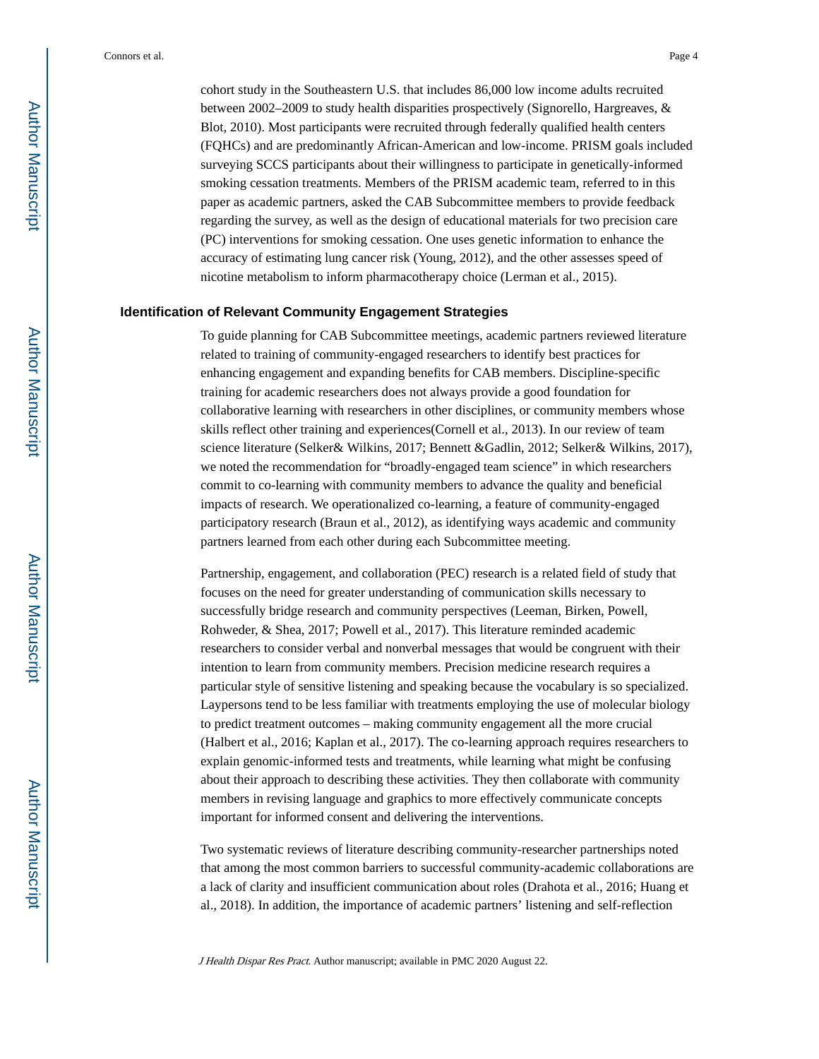cohort study in the Southeastern U.S. that includes 86,000 low income adults recruited between 2002–2009 to study health disparities prospectively (Signorello, Hargreaves, & Blot, 2010). Most participants were recruited through federally qualified health centers (FQHCs) and are predominantly African-American and low-income. PRISM goals included surveying SCCS participants about their willingness to participate in genetically-informed smoking cessation treatments. Members of the PRISM academic team, referred to in this paper as academic partners, asked the CAB Subcommittee members to provide feedback regarding the survey, as well as the design of educational materials for two precision care (PC) interventions for smoking cessation. One uses genetic information to enhance the accuracy of estimating lung cancer risk (Young, 2012), and the other assesses speed of nicotine metabolism to inform pharmacotherapy choice (Lerman et al., 2015).

## Identification of Relevant Community Engagement Strategies

To guide planning for CAB Subcommittee meetings, academic partners reviewed literature related to training of community-engaged researchers to identify best practices for enhancing engagement and expanding benefits for CAB members. Discipline-specific training for academic researchers does not always provide a good foundation for collaborative learning with researchers in other disciplines, or community members whose skills reflect other training and experiences(Cornell et al., 2013). In our review of team science literature (Selker& Wilkins, 2017; Bennett &Gadlin, 2012; Selker& Wilkins, 2017), we noted the recommendation for "broadly-engaged team science" in which researchers commit to co-learning with community members to advance the quality and beneficial impacts of research. We operationalized co-learning, a feature of community-engaged participatory research (Braun et al., 2012), as identifying ways academic and community partners learned from each other during each Subcommittee meeting.

Partnership, engagement, and collaboration (PEC) research is a related field of study that focuses on the need for greater understanding of communication skills necessary to successfully bridge research and community perspectives (Leeman, Birken, Powell, Rohweder, & Shea, 2017; Powell et al., 2017). This literature reminded academic researchers to consider verbal and nonverbal messages that would be congruent with their intention to learn from community members. Precision medicine research requires a particular style of sensitive listening and speaking because the vocabulary is so specialized. Laypersons tend to be less familiar with treatments employing the use of molecular biology to predict treatment outcomes – making community engagement all the more crucial (Halbert et al., 2016; Kaplan et al., 2017). The co-learning approach requires researchers to explain genomic-informed tests and treatments, while learning what might be confusing about their approach to describing these activities. They then collaborate with community members in revising language and graphics to more effectively communicate concepts important for informed consent and delivering the interventions.

Two systematic reviews of literature describing community-researcher partnerships noted that among the most common barriers to successful community-academic collaborations are a lack of clarity and insufficient communication about roles (Drahota et al., 2016; Huang et al., 2018). In addition, the importance of academic partners' listening and self-reflection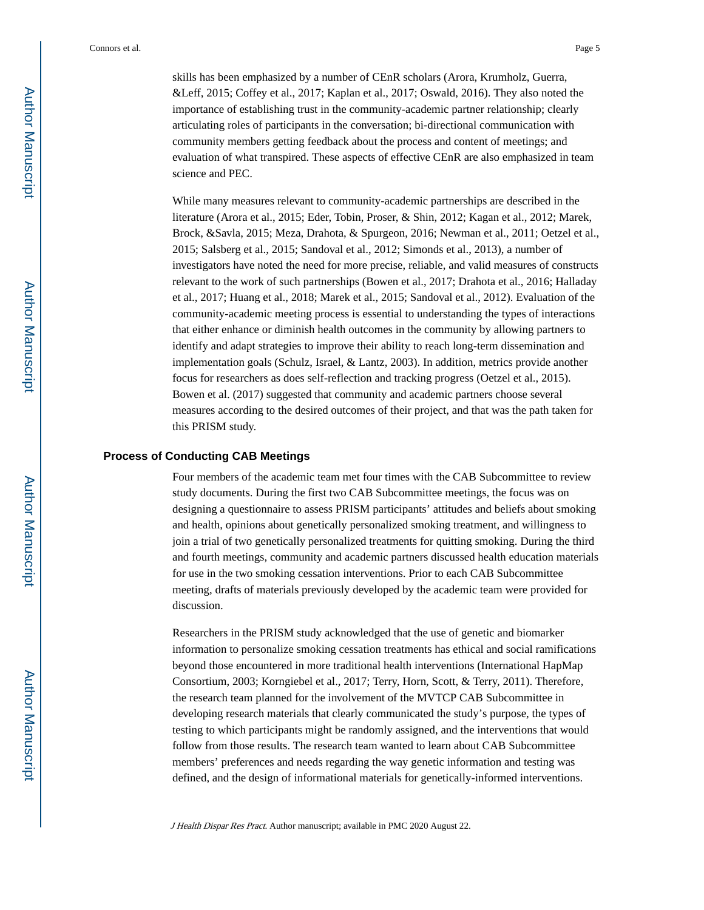skills has been emphasized by a number of CEnR scholars (Arora, Krumholz, Guerra, &Leff, 2015; Coffey et al., 2017; Kaplan et al., 2017; Oswald, 2016). They also noted the importance of establishing trust in the community-academic partner relationship; clearly articulating roles of participants in the conversation; bi-directional communication with community members getting feedback about the process and content of meetings; and evaluation of what transpired. These aspects of effective CEnR are also emphasized in team science and PEC.

While many measures relevant to community-academic partnerships are described in the literature (Arora et al., 2015; Eder, Tobin, Proser, & Shin, 2012; Kagan et al., 2012; Marek, Brock, &Savla, 2015; Meza, Drahota, & Spurgeon, 2016; Newman et al., 2011; Oetzel et al., 2015; Salsberg et al., 2015; Sandoval et al., 2012; Simonds et al., 2013), a number of investigators have noted the need for more precise, reliable, and valid measures of constructs relevant to the work of such partnerships (Bowen et al., 2017; Drahota et al., 2016; Halladay et al., 2017; Huang et al., 2018; Marek et al., 2015; Sandoval et al., 2012). Evaluation of the community-academic meeting process is essential to understanding the types of interactions that either enhance or diminish health outcomes in the community by allowing partners to identify and adapt strategies to improve their ability to reach long-term dissemination and implementation goals (Schulz, Israel, & Lantz, 2003). In addition, metrics provide another focus for researchers as does self-reflection and tracking progress (Oetzel et al., 2015). Bowen et al. (2017) suggested that community and academic partners choose several measures according to the desired outcomes of their project, and that was the path taken for this PRISM study.

## Process of Conducting CAB Meetings

Four members of the academic team met four times with the CAB Subcommittee to review study documents. During the first two CAB Subcommittee meetings, the focus was on designing a questionnaire to assess PRISM participants' attitudes and beliefs about smoking and health, opinions about genetically personalized smoking treatment, and willingness to join a trial of two genetically personalized treatments for quitting smoking. During the third and fourth meetings, community and academic partners discussed health education materials for use in the two smoking cessation interventions. Prior to each CAB Subcommittee meeting, drafts of materials previously developed by the academic team were provided for discussion.

Researchers in the PRISM study acknowledged that the use of genetic and biomarker information to personalize smoking cessation treatments has ethical and social ramifications beyond those encountered in more traditional health interventions (International HapMap Consortium, 2003; Korngiebel et al., 2017; Terry, Horn, Scott, & Terry, 2011). Therefore, the research team planned for the involvement of the MVTCP CAB Subcommittee in developing research materials that clearly communicated the study's purpose, the types of testing to which participants might be randomly assigned, and the interventions that would follow from those results. The research team wanted to learn about CAB Subcommittee members' preferences and needs regarding the way genetic information and testing was defined, and the design of informational materials for genetically-informed interventions.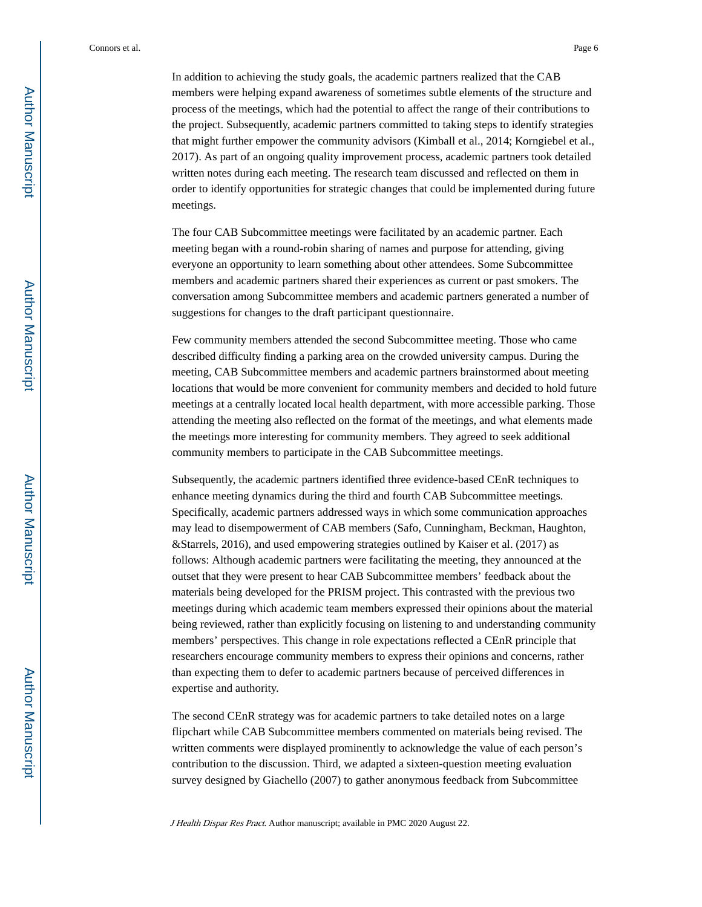In addition to achieving the study goals, the academic partners realized that the CAB members were helping expand awareness of sometimes subtle elements of the structure and process of the meetings, which had the potential to affect the range of their contributions to the project. Subsequently, academic partners committed to taking steps to identify strategies that might further empower the community advisors (Kimball et al., 2014; Korngiebel et al., 2017). As part of an ongoing quality improvement process, academic partners took detailed written notes during each meeting. The research team discussed and reflected on them in order to identify opportunities for strategic changes that could be implemented during future meetings.

The four CAB Subcommittee meetings were facilitated by an academic partner. Each meeting began with a round-robin sharing of names and purpose for attending, giving everyone an opportunity to learn something about other attendees. Some Subcommittee members and academic partners shared their experiences as current or past smokers. The conversation among Subcommittee members and academic partners generated a number of suggestions for changes to the draft participant questionnaire.

Few community members attended the second Subcommittee meeting. Those who came described difficulty finding a parking area on the crowded university campus. During the meeting, CAB Subcommittee members and academic partners brainstormed about meeting locations that would be more convenient for community members and decided to hold future meetings at a centrally located local health department, with more accessible parking. Those attending the meeting also reflected on the format of the meetings, and what elements made the meetings more interesting for community members. They agreed to seek additional community members to participate in the CAB Subcommittee meetings.

Subsequently, the academic partners identified three evidence-based CEnR techniques to enhance meeting dynamics during the third and fourth CAB Subcommittee meetings. Specifically, academic partners addressed ways in which some communication approaches may lead to disempowerment of CAB members (Safo, Cunningham, Beckman, Haughton, &Starrels, 2016), and used empowering strategies outlined by Kaiser et al. (2017) as follows: Although academic partners were facilitating the meeting, they announced at the outset that they were present to hear CAB Subcommittee members' feedback about the materials being developed for the PRISM project. This contrasted with the previous two meetings during which academic team members expressed their opinions about the material being reviewed, rather than explicitly focusing on listening to and understanding community members' perspectives. This change in role expectations reflected a CEnR principle that researchers encourage community members to express their opinions and concerns, rather than expecting them to defer to academic partners because of perceived differences in expertise and authority.

The second CEnR strategy was for academic partners to take detailed notes on a large flipchart while CAB Subcommittee members commented on materials being revised. The written comments were displayed prominently to acknowledge the value of each person's contribution to the discussion. Third, we adapted a sixteen-question meeting evaluation survey designed by Giachello (2007) to gather anonymous feedback from Subcommittee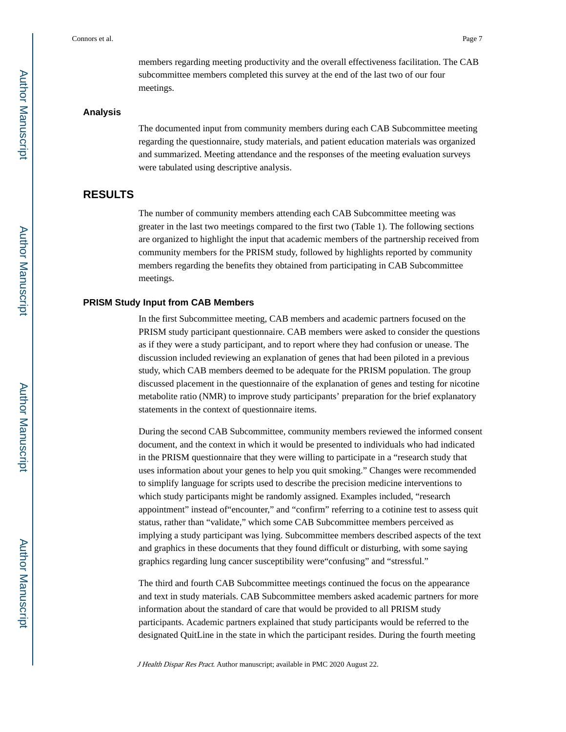members regarding meeting productivity and the overall effectiveness facilitation. The CAB subcommittee members completed this survey at the end of the last two of our four meetings.

### Analysis

The documented input from community members during each CAB Subcommittee meeting regarding the questionnaire, study materials, and patient education materials was organized and summarized. Meeting attendance and the responses of the meeting evaluation surveys were tabulated using descriptive analysis.

## RESULTS

The number of community members attending each CAB Subcommittee meeting was greater in the last two meetings compared to the first two (Table 1). The following sections are organized to highlight the input that academic members of the partnership received from community members for the PRISM study, followed by highlights reported by community members regarding the benefits they obtained from participating in CAB Subcommittee meetings.

### PRISM Study Input from CAB Members

In the first Subcommittee meeting, CAB members and academic partners focused on the PRISM study participant questionnaire. CAB members were asked to consider the questions as if they were a study participant, and to report where they had confusion or unease. The discussion included reviewing an explanation of genes that had been piloted in a previous study, which CAB members deemed to be adequate for the PRISM population. The group discussed placement in the questionnaire of the explanation of genes and testing for nicotine metabolite ratio (NMR) to improve study participants' preparation for the brief explanatory statements in the context of questionnaire items.

During the second CAB Subcommittee, community members reviewed the informed consent document, and the context in which it would be presented to individuals who had indicated in the PRISM questionnaire that they were willing to participate in a "research study that uses information about your genes to help you quit smoking." Changes were recommended to simplify language for scripts used to describe the precision medicine interventions to which study participants might be randomly assigned. Examples included, "research appointment" instead of"encounter," and "confirm" referring to a cotinine test to assess quit status, rather than "validate," which some CAB Subcommittee members perceived as implying a study participant was lying. Subcommittee members described aspects of the text and graphics in these documents that they found difficult or disturbing, with some saying graphics regarding lung cancer susceptibility were"confusing" and "stressful."

The third and fourth CAB Subcommittee meetings continued the focus on the appearance and text in study materials. CAB Subcommittee members asked academic partners for more information about the standard of care that would be provided to all PRISM study participants. Academic partners explained that study participants would be referred to the designated QuitLine in the state in which the participant resides. During the fourth meeting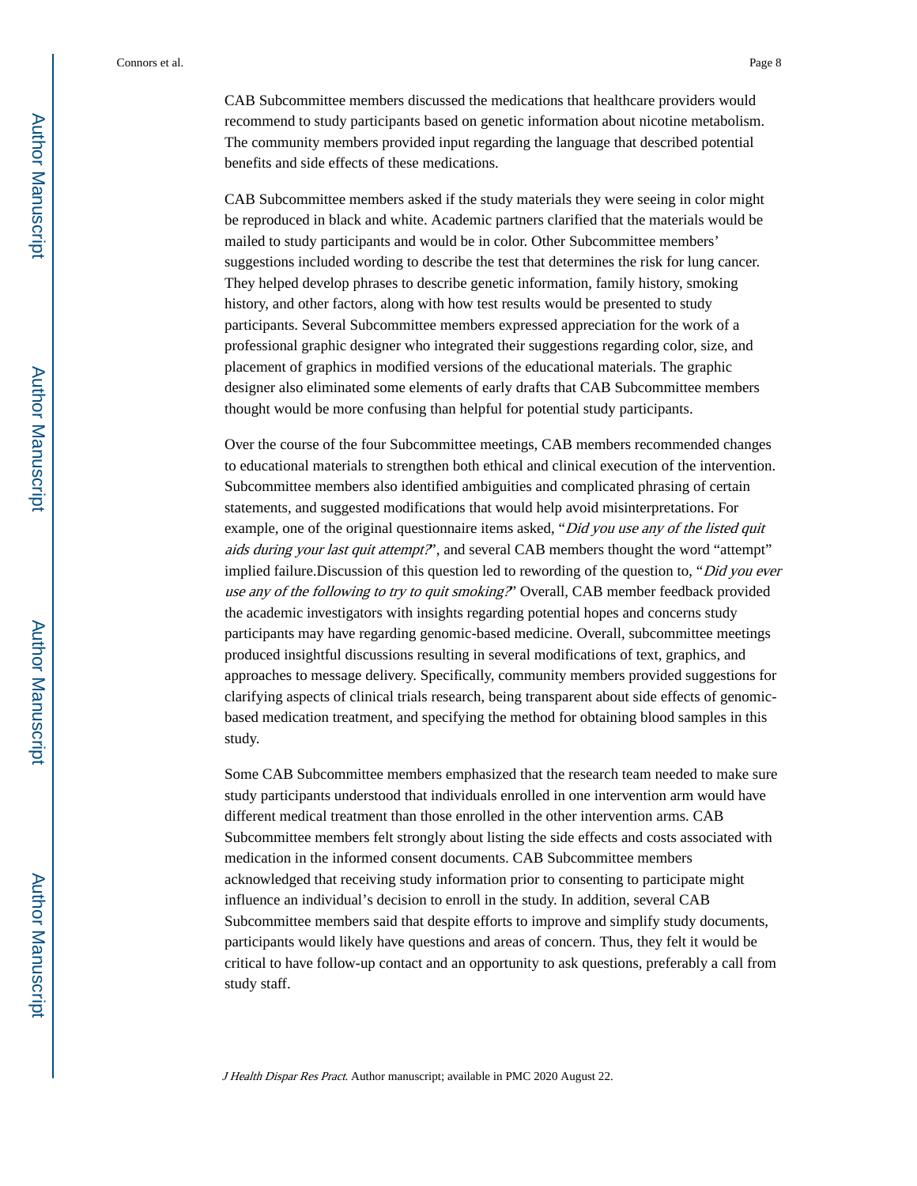CAB Subcommittee members discussed the medications that healthcare providers would recommend to study participants based on genetic information about nicotine metabolism. The community members provided input regarding the language that described potential benefits and side effects of these medications.

CAB Subcommittee members asked if the study materials they were seeing in color might be reproduced in black and white. Academic partners clarified that the materials would be mailed to study participants and would be in color. Other Subcommittee members' suggestions included wording to describe the test that determines the risk for lung cancer. They helped develop phrases to describe genetic information, family history, smoking history, and other factors, along with how test results would be presented to study participants. Several Subcommittee members expressed appreciation for the work of a professional graphic designer who integrated their suggestions regarding color, size, and placement of graphics in modified versions of the educational materials. The graphic designer also eliminated some elements of early drafts that CAB Subcommittee members thought would be more confusing than helpful for potential study participants.

Over the course of the four Subcommittee meetings, CAB members recommended changes to educational materials to strengthen both ethical and clinical execution of the intervention. Subcommittee members also identified ambiguities and complicated phrasing of certain statements, and suggested modifications that would help avoid misinterpretations. For example, one of the original questionnaire items asked, "*Did you use any of the listed quit aids during your last quit attempt?*", and several CAB members thought the word "attempt" implied failure.Discussion of this question led to rewording of the question to, "*Did you ever use any of the following to try to quit smoking?*" Overall, CAB member feedback provided the academic investigators with insights regarding potential hopes and concerns study participants may have regarding genomic-based medicine. Overall, subcommittee meetings produced insightful discussions resulting in several modifications of text, graphics, and approaches to message delivery. Specifically, community members provided suggestions for clarifying aspects of clinical trials research, being transparent about side effects of genomic-based medication treatment, and specifying the method for obtaining blood samples in this study.

Some CAB Subcommittee members emphasized that the research team needed to make sure study participants understood that individuals enrolled in one intervention arm would have different medical treatment than those enrolled in the other intervention arms. CAB Subcommittee members felt strongly about listing the side effects and costs associated with medication in the informed consent documents. CAB Subcommittee members acknowledged that receiving study information prior to consenting to participate might influence an individual's decision to enroll in the study. In addition, several CAB Subcommittee members said that despite efforts to improve and simplify study documents, participants would likely have questions and areas of concern. Thus, they felt it would be critical to have follow-up contact and an opportunity to ask questions, preferably a call from study staff.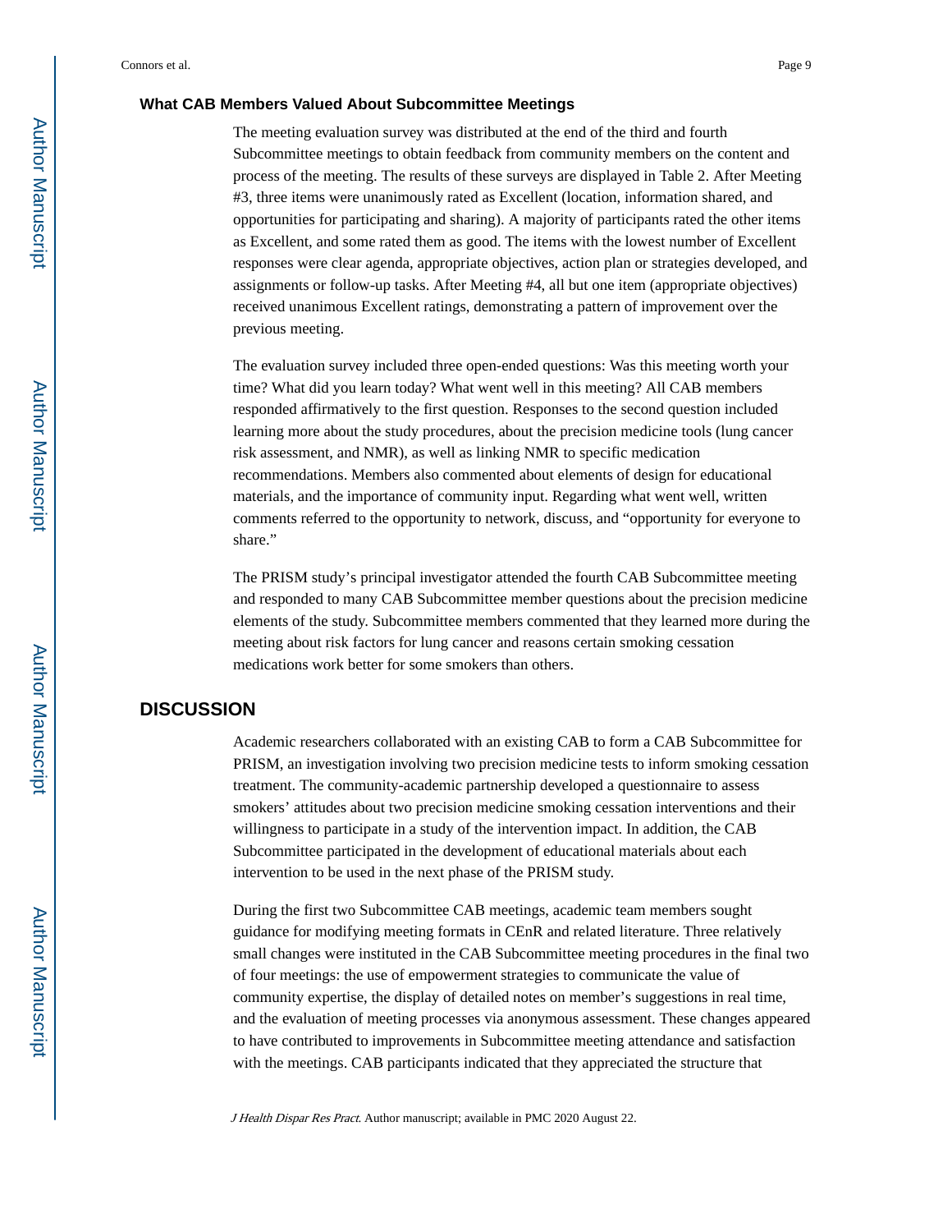### What CAB Members Valued About Subcommittee Meetings

The meeting evaluation survey was distributed at the end of the third and fourth Subcommittee meetings to obtain feedback from community members on the content and process of the meeting. The results of these surveys are displayed in Table 2. After Meeting #3, three items were unanimously rated as Excellent (location, information shared, and opportunities for participating and sharing). A majority of participants rated the other items as Excellent, and some rated them as good. The items with the lowest number of Excellent responses were clear agenda, appropriate objectives, action plan or strategies developed, and assignments or follow-up tasks. After Meeting #4, all but one item (appropriate objectives) received unanimous Excellent ratings, demonstrating a pattern of improvement over the previous meeting.

The evaluation survey included three open-ended questions: Was this meeting worth your time? What did you learn today? What went well in this meeting? All CAB members responded affirmatively to the first question. Responses to the second question included learning more about the study procedures, about the precision medicine tools (lung cancer risk assessment, and NMR), as well as linking NMR to specific medication recommendations. Members also commented about elements of design for educational materials, and the importance of community input. Regarding what went well, written comments referred to the opportunity to network, discuss, and "opportunity for everyone to share."

The PRISM study's principal investigator attended the fourth CAB Subcommittee meeting and responded to many CAB Subcommittee member questions about the precision medicine elements of the study. Subcommittee members commented that they learned more during the meeting about risk factors for lung cancer and reasons certain smoking cessation medications work better for some smokers than others.

## DISCUSSION

Academic researchers collaborated with an existing CAB to form a CAB Subcommittee for PRISM, an investigation involving two precision medicine tests to inform smoking cessation treatment. The community-academic partnership developed a questionnaire to assess smokers' attitudes about two precision medicine smoking cessation interventions and their willingness to participate in a study of the intervention impact. In addition, the CAB Subcommittee participated in the development of educational materials about each intervention to be used in the next phase of the PRISM study.

During the first two Subcommittee CAB meetings, academic team members sought guidance for modifying meeting formats in CEnR and related literature. Three relatively small changes were instituted in the CAB Subcommittee meeting procedures in the final two of four meetings: the use of empowerment strategies to communicate the value of community expertise, the display of detailed notes on member's suggestions in real time, and the evaluation of meeting processes via anonymous assessment. These changes appeared to have contributed to improvements in Subcommittee meeting attendance and satisfaction with the meetings. CAB participants indicated that they appreciated the structure that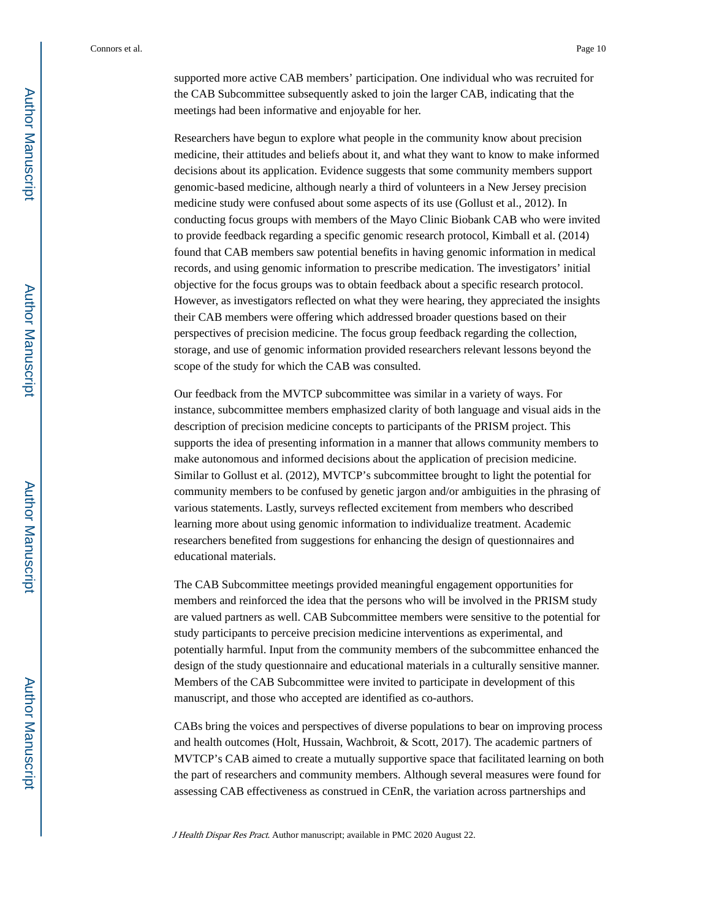supported more active CAB members' participation. One individual who was recruited for the CAB Subcommittee subsequently asked to join the larger CAB, indicating that the meetings had been informative and enjoyable for her.

Researchers have begun to explore what people in the community know about precision medicine, their attitudes and beliefs about it, and what they want to know to make informed decisions about its application. Evidence suggests that some community members support genomic-based medicine, although nearly a third of volunteers in a New Jersey precision medicine study were confused about some aspects of its use (Gollust et al., 2012). In conducting focus groups with members of the Mayo Clinic Biobank CAB who were invited to provide feedback regarding a specific genomic research protocol, Kimball et al. (2014) found that CAB members saw potential benefits in having genomic information in medical records, and using genomic information to prescribe medication. The investigators' initial objective for the focus groups was to obtain feedback about a specific research protocol. However, as investigators reflected on what they were hearing, they appreciated the insights their CAB members were offering which addressed broader questions based on their perspectives of precision medicine. The focus group feedback regarding the collection, storage, and use of genomic information provided researchers relevant lessons beyond the scope of the study for which the CAB was consulted.

Our feedback from the MVTCP subcommittee was similar in a variety of ways. For instance, subcommittee members emphasized clarity of both language and visual aids in the description of precision medicine concepts to participants of the PRISM project. This supports the idea of presenting information in a manner that allows community members to make autonomous and informed decisions about the application of precision medicine. Similar to Gollust et al. (2012), MVTCP's subcommittee brought to light the potential for community members to be confused by genetic jargon and/or ambiguities in the phrasing of various statements. Lastly, surveys reflected excitement from members who described learning more about using genomic information to individualize treatment. Academic researchers benefited from suggestions for enhancing the design of questionnaires and educational materials.

The CAB Subcommittee meetings provided meaningful engagement opportunities for members and reinforced the idea that the persons who will be involved in the PRISM study are valued partners as well. CAB Subcommittee members were sensitive to the potential for study participants to perceive precision medicine interventions as experimental, and potentially harmful. Input from the community members of the subcommittee enhanced the design of the study questionnaire and educational materials in a culturally sensitive manner. Members of the CAB Subcommittee were invited to participate in development of this manuscript, and those who accepted are identified as co-authors.

CABs bring the voices and perspectives of diverse populations to bear on improving process and health outcomes (Holt, Hussain, Wachbroit, & Scott, 2017). The academic partners of MVTCP's CAB aimed to create a mutually supportive space that facilitated learning on both the part of researchers and community members. Although several measures were found for assessing CAB effectiveness as construed in CEnR, the variation across partnerships and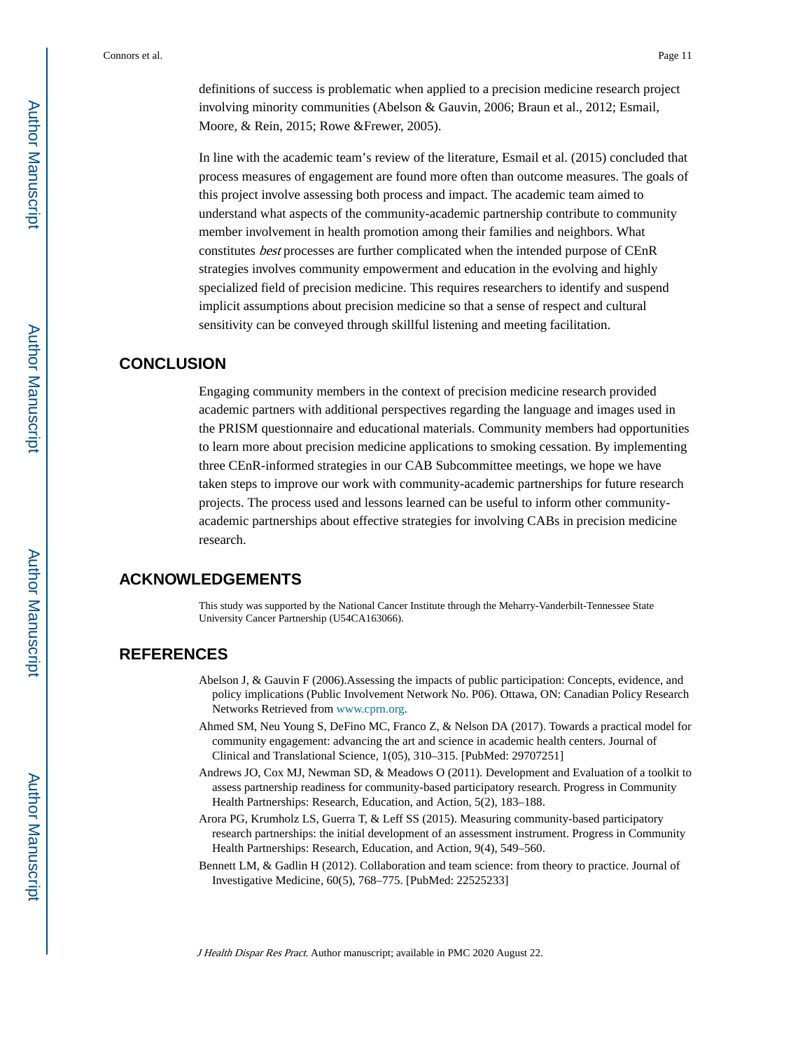definitions of success is problematic when applied to a precision medicine research project involving minority communities (Abelson & Gauvin, 2006; Braun et al., 2012; Esmail, Moore, & Rein, 2015; Rowe &Frewer, 2005).

In line with the academic team's review of the literature, Esmail et al. (2015) concluded that process measures of engagement are found more often than outcome measures. The goals of this project involve assessing both process and impact. The academic team aimed to understand what aspects of the community-academic partnership contribute to community member involvement in health promotion among their families and neighbors. What constitutes *best* processes are further complicated when the intended purpose of CEnR strategies involves community empowerment and education in the evolving and highly specialized field of precision medicine. This requires researchers to identify and suspend implicit assumptions about precision medicine so that a sense of respect and cultural sensitivity can be conveyed through skillful listening and meeting facilitation.

## CONCLUSION

Engaging community members in the context of precision medicine research provided academic partners with additional perspectives regarding the language and images used in the PRISM questionnaire and educational materials. Community members had opportunities to learn more about precision medicine applications to smoking cessation. By implementing three CEnR-informed strategies in our CAB Subcommittee meetings, we hope we have taken steps to improve our work with community-academic partnerships for future research projects. The process used and lessons learned can be useful to inform other community-academic partnerships about effective strategies for involving CABs in precision medicine research.

## ACKNOWLEDGEMENTS

This study was supported by the National Cancer Institute through the Meharry-Vanderbilt-Tennessee State University Cancer Partnership (U54CA163066).

## REFERENCES

Abelson J, & Gauvin F (2006).Assessing the impacts of public participation: Concepts, evidence, and policy implications (Public Involvement Network No. P06). Ottawa, ON: Canadian Policy Research Networks Retrieved from www.cprn.org.

Ahmed SM, Neu Young S, DeFino MC, Franco Z, & Nelson DA (2017). Towards a practical model for community engagement: advancing the art and science in academic health centers. Journal of Clinical and Translational Science, 1(05), 310–315. [PubMed: 29707251]

Andrews JO, Cox MJ, Newman SD, & Meadows O (2011). Development and Evaluation of a toolkit to assess partnership readiness for community-based participatory research. Progress in Community Health Partnerships: Research, Education, and Action, 5(2), 183–188.

Arora PG, Krumholz LS, Guerra T, & Leff SS (2015). Measuring community-based participatory research partnerships: the initial development of an assessment instrument. Progress in Community Health Partnerships: Research, Education, and Action, 9(4), 549–560.

Bennett LM, & Gadlin H (2012). Collaboration and team science: from theory to practice. Journal of Investigative Medicine, 60(5), 768–775. [PubMed: 22525233]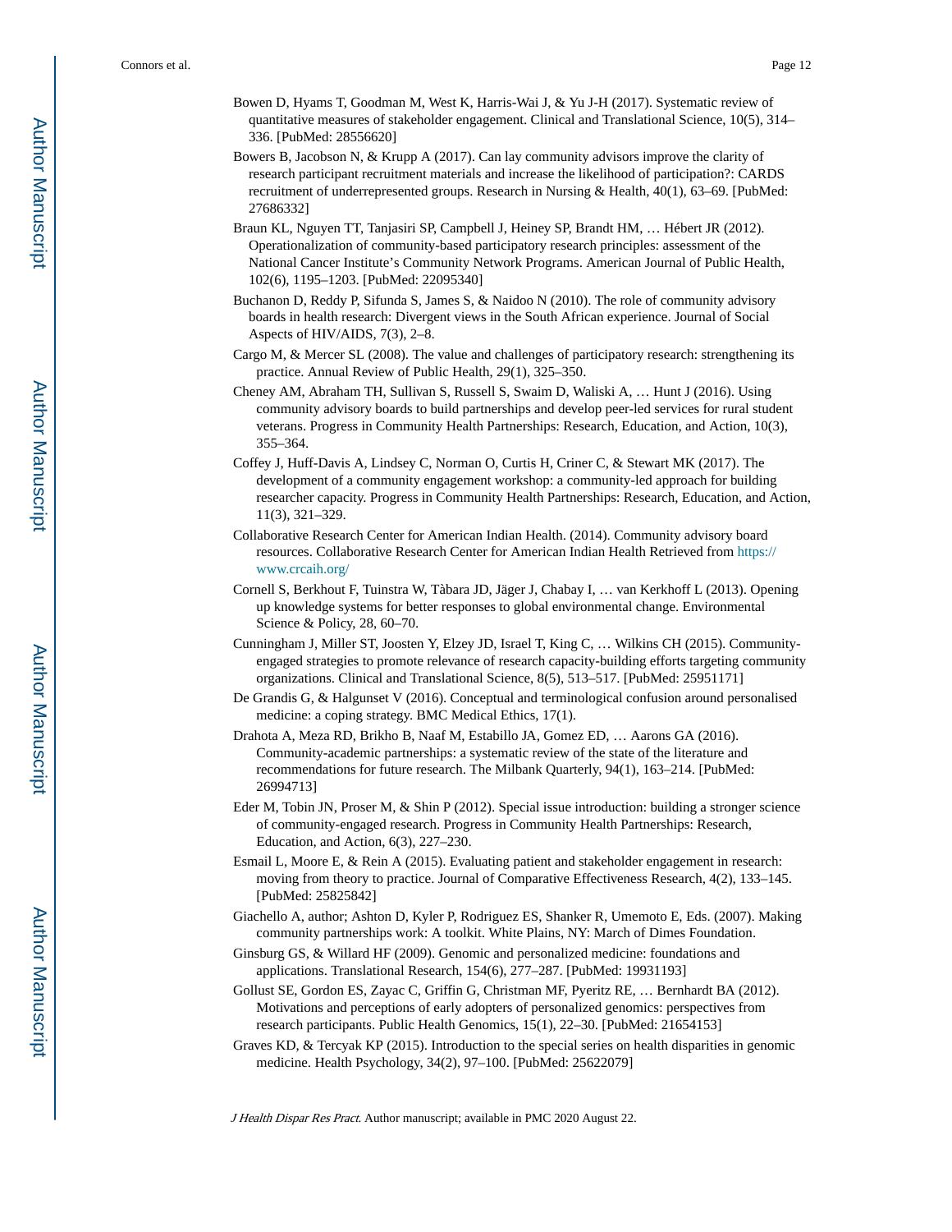Bowen D, Hyams T, Goodman M, West K, Harris-Wai J, & Yu J-H (2017). Systematic review of quantitative measures of stakeholder engagement. Clinical and Translational Science, 10(5), 314–336. [PubMed: 28556620]

Bowers B, Jacobson N, & Krupp A (2017). Can lay community advisors improve the clarity of research participant recruitment materials and increase the likelihood of participation?: CARDS recruitment of underrepresented groups. Research in Nursing & Health, 40(1), 63–69. [PubMed: 27686332]

Braun KL, Nguyen TT, Tanjasiri SP, Campbell J, Heiney SP, Brandt HM, … Hébert JR (2012). Operationalization of community-based participatory research principles: assessment of the National Cancer Institute's Community Network Programs. American Journal of Public Health, 102(6), 1195–1203. [PubMed: 22095340]

Buchanon D, Reddy P, Sifunda S, James S, & Naidoo N (2010). The role of community advisory boards in health research: Divergent views in the South African experience. Journal of Social Aspects of HIV/AIDS, 7(3), 2–8.

Cargo M, & Mercer SL (2008). The value and challenges of participatory research: strengthening its practice. Annual Review of Public Health, 29(1), 325–350.

Cheney AM, Abraham TH, Sullivan S, Russell S, Swaim D, Waliski A, … Hunt J (2016). Using community advisory boards to build partnerships and develop peer-led services for rural student veterans. Progress in Community Health Partnerships: Research, Education, and Action, 10(3), 355–364.

Coffey J, Huff-Davis A, Lindsey C, Norman O, Curtis H, Criner C, & Stewart MK (2017). The development of a community engagement workshop: a community-led approach for building researcher capacity. Progress in Community Health Partnerships: Research, Education, and Action, 11(3), 321–329.

Collaborative Research Center for American Indian Health. (2014). Community advisory board resources. Collaborative Research Center for American Indian Health Retrieved from https://www.crcaih.org/

Cornell S, Berkhout F, Tuinstra W, Tàbara JD, Jäger J, Chabay I, … van Kerkhoff L (2013). Opening up knowledge systems for better responses to global environmental change. Environmental Science & Policy, 28, 60–70.

Cunningham J, Miller ST, Joosten Y, Elzey JD, Israel T, King C, … Wilkins CH (2015). Community-engaged strategies to promote relevance of research capacity-building efforts targeting community organizations. Clinical and Translational Science, 8(5), 513–517. [PubMed: 25951171]

De Grandis G, & Halgunset V (2016). Conceptual and terminological confusion around personalised medicine: a coping strategy. BMC Medical Ethics, 17(1).

Drahota A, Meza RD, Brikho B, Naaf M, Estabillo JA, Gomez ED, … Aarons GA (2016). Community-academic partnerships: a systematic review of the state of the literature and recommendations for future research. The Milbank Quarterly, 94(1), 163–214. [PubMed: 26994713]

Eder M, Tobin JN, Proser M, & Shin P (2012). Special issue introduction: building a stronger science of community-engaged research. Progress in Community Health Partnerships: Research, Education, and Action, 6(3), 227–230.

Esmail L, Moore E, & Rein A (2015). Evaluating patient and stakeholder engagement in research: moving from theory to practice. Journal of Comparative Effectiveness Research, 4(2), 133–145. [PubMed: 25825842]

Giachello A, author; Ashton D, Kyler P, Rodriguez ES, Shanker R, Umemoto E, Eds. (2007). Making community partnerships work: A toolkit. White Plains, NY: March of Dimes Foundation.

Ginsburg GS, & Willard HF (2009). Genomic and personalized medicine: foundations and applications. Translational Research, 154(6), 277–287. [PubMed: 19931193]

Gollust SE, Gordon ES, Zayac C, Griffin G, Christman MF, Pyeritz RE, … Bernhardt BA (2012). Motivations and perceptions of early adopters of personalized genomics: perspectives from research participants. Public Health Genomics, 15(1), 22–30. [PubMed: 21654153]

Graves KD, & Tercyak KP (2015). Introduction to the special series on health disparities in genomic medicine. Health Psychology, 34(2), 97–100. [PubMed: 25622079]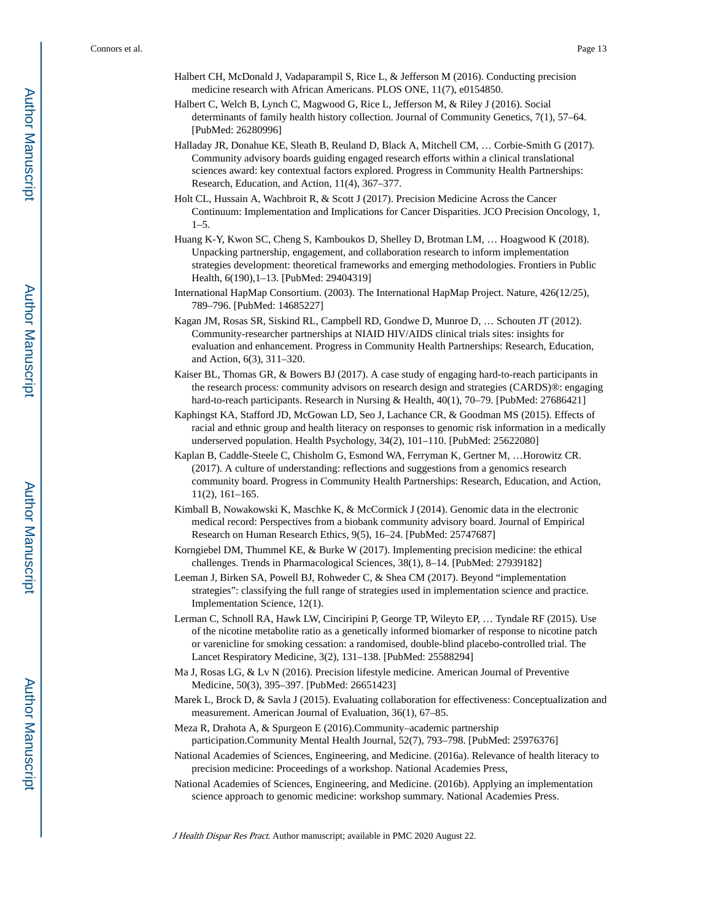Halbert CH, McDonald J, Vadaparampil S, Rice L, & Jefferson M (2016). Conducting precision medicine research with African Americans. PLOS ONE, 11(7), e0154850.

Halbert C, Welch B, Lynch C, Magwood G, Rice L, Jefferson M, & Riley J (2016). Social determinants of family health history collection. Journal of Community Genetics, 7(1), 57–64. [PubMed: 26280996]

Halladay JR, Donahue KE, Sleath B, Reuland D, Black A, Mitchell CM, … Corbie-Smith G (2017). Community advisory boards guiding engaged research efforts within a clinical translational sciences award: key contextual factors explored. Progress in Community Health Partnerships: Research, Education, and Action, 11(4), 367–377.

Holt CL, Hussain A, Wachbroit R, & Scott J (2017). Precision Medicine Across the Cancer Continuum: Implementation and Implications for Cancer Disparities. JCO Precision Oncology, 1, 1–5.

Huang K-Y, Kwon SC, Cheng S, Kamboukos D, Shelley D, Brotman LM, … Hoagwood K (2018). Unpacking partnership, engagement, and collaboration research to inform implementation strategies development: theoretical frameworks and emerging methodologies. Frontiers in Public Health, 6(190),1–13. [PubMed: 29404319]

International HapMap Consortium. (2003). The International HapMap Project. Nature, 426(12/25), 789–796. [PubMed: 14685227]

Kagan JM, Rosas SR, Siskind RL, Campbell RD, Gondwe D, Munroe D, … Schouten JT (2012). Community-researcher partnerships at NIAID HIV/AIDS clinical trials sites: insights for evaluation and enhancement. Progress in Community Health Partnerships: Research, Education, and Action, 6(3), 311–320.

Kaiser BL, Thomas GR, & Bowers BJ (2017). A case study of engaging hard-to-reach participants in the research process: community advisors on research design and strategies (CARDS)®: engaging hard-to-reach participants. Research in Nursing & Health, 40(1), 70–79. [PubMed: 27686421]

Kaphingst KA, Stafford JD, McGowan LD, Seo J, Lachance CR, & Goodman MS (2015). Effects of racial and ethnic group and health literacy on responses to genomic risk information in a medically underserved population. Health Psychology, 34(2), 101–110. [PubMed: 25622080]

Kaplan B, Caddle-Steele C, Chisholm G, Esmond WA, Ferryman K, Gertner M, …Horowitz CR. (2017). A culture of understanding: reflections and suggestions from a genomics research community board. Progress in Community Health Partnerships: Research, Education, and Action, 11(2), 161–165.

Kimball B, Nowakowski K, Maschke K, & McCormick J (2014). Genomic data in the electronic medical record: Perspectives from a biobank community advisory board. Journal of Empirical Research on Human Research Ethics, 9(5), 16–24. [PubMed: 25747687]

Korngiebel DM, Thummel KE, & Burke W (2017). Implementing precision medicine: the ethical challenges. Trends in Pharmacological Sciences, 38(1), 8–14. [PubMed: 27939182]

Leeman J, Birken SA, Powell BJ, Rohweder C, & Shea CM (2017). Beyond "implementation strategies": classifying the full range of strategies used in implementation science and practice. Implementation Science, 12(1).

Lerman C, Schnoll RA, Hawk LW, Cinciripini P, George TP, Wileyto EP, … Tyndale RF (2015). Use of the nicotine metabolite ratio as a genetically informed biomarker of response to nicotine patch or varenicline for smoking cessation: a randomised, double-blind placebo-controlled trial. The Lancet Respiratory Medicine, 3(2), 131–138. [PubMed: 25588294]

Ma J, Rosas LG, & Lv N (2016). Precision lifestyle medicine. American Journal of Preventive Medicine, 50(3), 395–397. [PubMed: 26651423]

Marek L, Brock D, & Savla J (2015). Evaluating collaboration for effectiveness: Conceptualization and measurement. American Journal of Evaluation, 36(1), 67–85.

Meza R, Drahota A, & Spurgeon E (2016).Community–academic partnership participation.Community Mental Health Journal, 52(7), 793–798. [PubMed: 25976376]

National Academies of Sciences, Engineering, and Medicine. (2016a). Relevance of health literacy to precision medicine: Proceedings of a workshop. National Academies Press,

National Academies of Sciences, Engineering, and Medicine. (2016b). Applying an implementation science approach to genomic medicine: workshop summary. National Academies Press.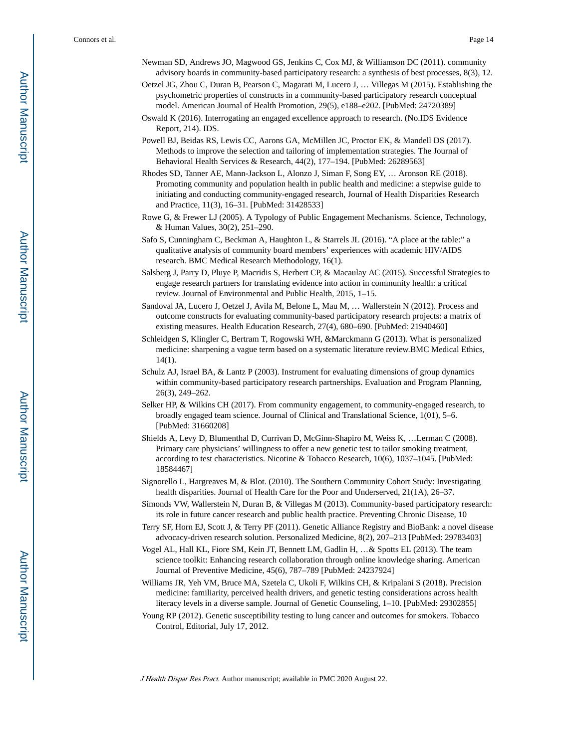Newman SD, Andrews JO, Magwood GS, Jenkins C, Cox MJ, & Williamson DC (2011). community advisory boards in community-based participatory research: a synthesis of best processes, 8(3), 12.

Oetzel JG, Zhou C, Duran B, Pearson C, Magarati M, Lucero J, … Villegas M (2015). Establishing the psychometric properties of constructs in a community-based participatory research conceptual model. American Journal of Health Promotion, 29(5), e188–e202. [PubMed: 24720389]

Oswald K (2016). Interrogating an engaged excellence approach to research. (No.IDS Evidence Report, 214). IDS.

Powell BJ, Beidas RS, Lewis CC, Aarons GA, McMillen JC, Proctor EK, & Mandell DS (2017). Methods to improve the selection and tailoring of implementation strategies. The Journal of Behavioral Health Services & Research, 44(2), 177–194. [PubMed: 26289563]

Rhodes SD, Tanner AE, Mann-Jackson L, Alonzo J, Siman F, Song EY, … Aronson RE (2018). Promoting community and population health in public health and medicine: a stepwise guide to initiating and conducting community-engaged research, Journal of Health Disparities Research and Practice, 11(3), 16–31. [PubMed: 31428533]

Rowe G, & Frewer LJ (2005). A Typology of Public Engagement Mechanisms. Science, Technology, & Human Values, 30(2), 251–290.

Safo S, Cunningham C, Beckman A, Haughton L, & Starrels JL (2016). "A place at the table:" a qualitative analysis of community board members' experiences with academic HIV/AIDS research. BMC Medical Research Methodology, 16(1).

Salsberg J, Parry D, Pluye P, Macridis S, Herbert CP, & Macaulay AC (2015). Successful Strategies to engage research partners for translating evidence into action in community health: a critical review. Journal of Environmental and Public Health, 2015, 1–15.

Sandoval JA, Lucero J, Oetzel J, Avila M, Belone L, Mau M, … Wallerstein N (2012). Process and outcome constructs for evaluating community-based participatory research projects: a matrix of existing measures. Health Education Research, 27(4), 680–690. [PubMed: 21940460]

Schleidgen S, Klingler C, Bertram T, Rogowski WH, &Marckmann G (2013). What is personalized medicine: sharpening a vague term based on a systematic literature review.BMC Medical Ethics, 14(1).

Schulz AJ, Israel BA, & Lantz P (2003). Instrument for evaluating dimensions of group dynamics within community-based participatory research partnerships. Evaluation and Program Planning, 26(3), 249–262.

Selker HP, & Wilkins CH (2017). From community engagement, to community-engaged research, to broadly engaged team science. Journal of Clinical and Translational Science, 1(01), 5–6. [PubMed: 31660208]

Shields A, Levy D, Blumenthal D, Currivan D, McGinn-Shapiro M, Weiss K, …Lerman C (2008). Primary care physicians' willingness to offer a new genetic test to tailor smoking treatment, according to test characteristics. Nicotine & Tobacco Research, 10(6), 1037–1045. [PubMed: 18584467]

Signorello L, Hargreaves M, & Blot. (2010). The Southern Community Cohort Study: Investigating health disparities. Journal of Health Care for the Poor and Underserved, 21(1A), 26–37.

Simonds VW, Wallerstein N, Duran B, & Villegas M (2013). Community-based participatory research: its role in future cancer research and public health practice. Preventing Chronic Disease, 10

Terry SF, Horn EJ, Scott J, & Terry PF (2011). Genetic Alliance Registry and BioBank: a novel disease advocacy-driven research solution. Personalized Medicine, 8(2), 207–213 [PubMed: 29783403]

Vogel AL, Hall KL, Fiore SM, Kein JT, Bennett LM, Gadlin H, …& Spotts EL (2013). The team science toolkit: Enhancing research collaboration through online knowledge sharing. American Journal of Preventive Medicine, 45(6), 787–789 [PubMed: 24237924]

Williams JR, Yeh VM, Bruce MA, Szetela C, Ukoli F, Wilkins CH, & Kripalani S (2018). Precision medicine: familiarity, perceived health drivers, and genetic testing considerations across health literacy levels in a diverse sample. Journal of Genetic Counseling, 1–10. [PubMed: 29302855]

Young RP (2012). Genetic susceptibility testing to lung cancer and outcomes for smokers. Tobacco Control, Editorial, July 17, 2012.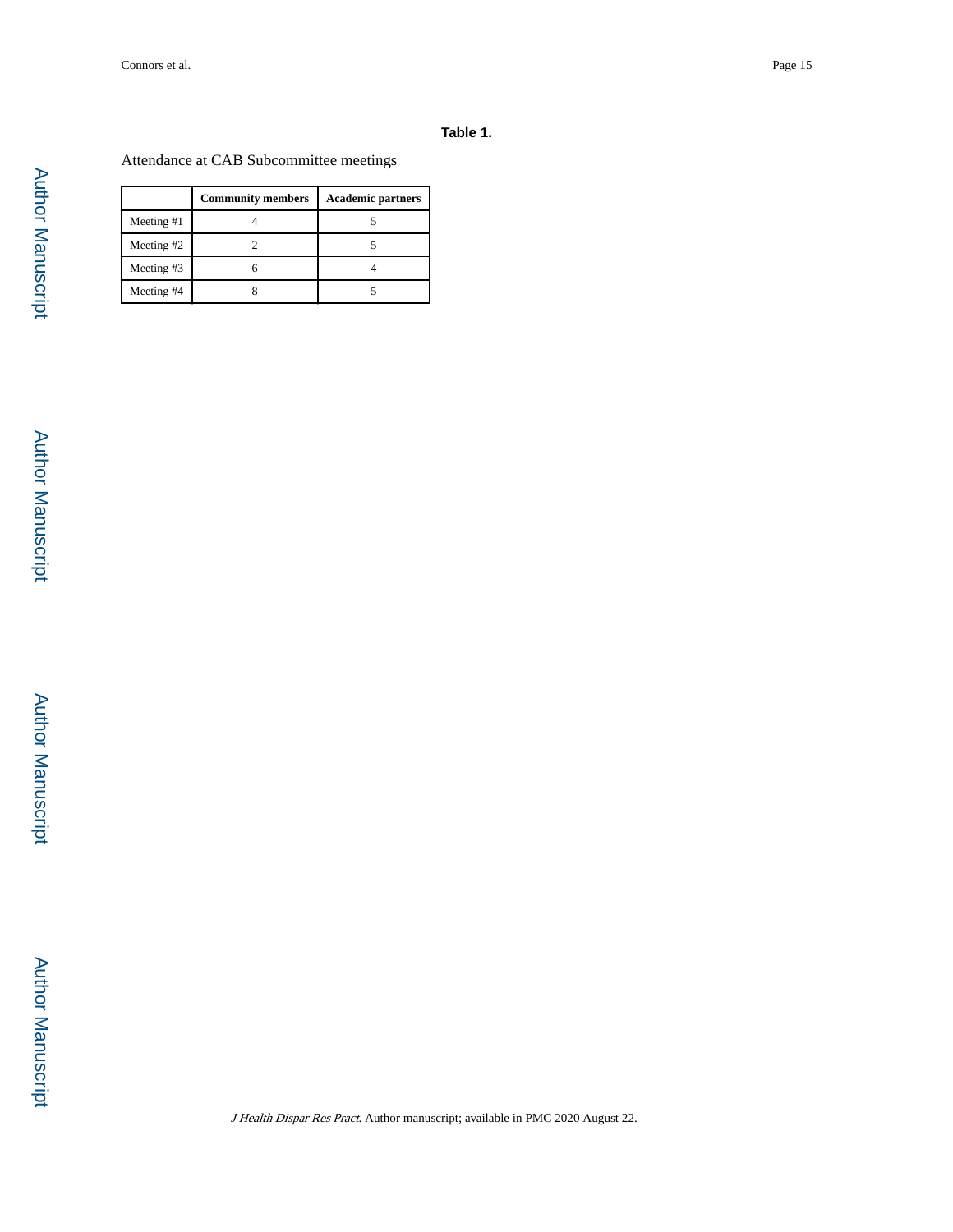**Table 1.**

Attendance at CAB Subcommittee meetings

| | Community members | Academic partners |
|---|---|---|
| Meeting #1 | 4 | 5 |
| Meeting #2 | 2 | 5 |
| Meeting #3 | 6 | 4 |
| Meeting #4 | 8 | 5 |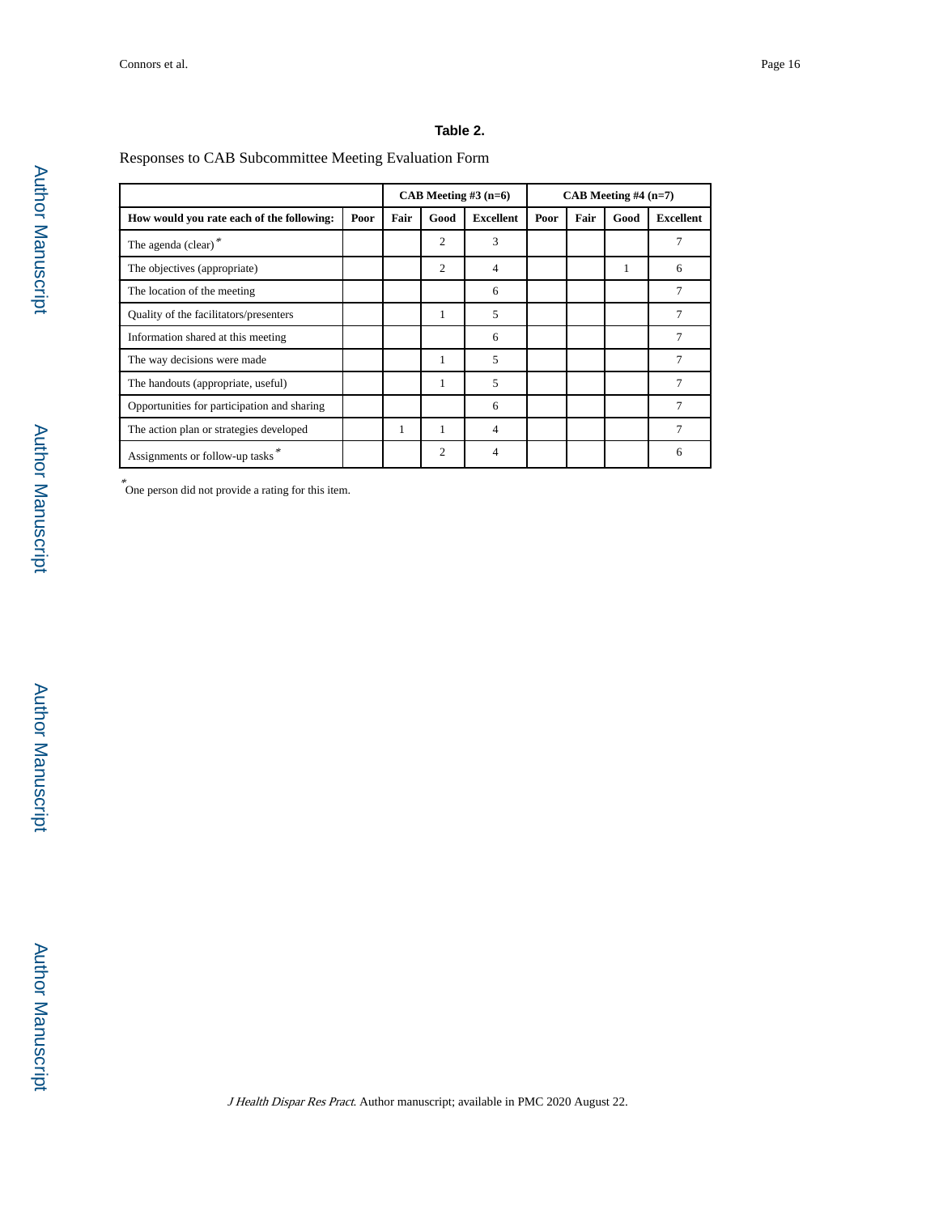**Table 2.**

Responses to CAB Subcommittee Meeting Evaluation Form

| | CAB Meeting #3 (n=6) | | | | CAB Meeting #4 (n=7) | | | |
|---|---|---|---|---|---|---|---|---|
| **How would you rate each of the following:** | **Poor** | **Fair** | **Good** | **Excellent** | **Poor** | **Fair** | **Good** | **Excellent** |
| The agenda (clear)* | | | 2 | 3 | | | | 7 |
| The objectives (appropriate) | | | 2 | 4 | | | 1 | 6 |
| The location of the meeting | | | | 6 | | | | 7 |
| Quality of the facilitators/presenters | | | 1 | 5 | | | | 7 |
| Information shared at this meeting | | | | 6 | | | | 7 |
| The way decisions were made | | | 1 | 5 | | | | 7 |
| The handouts (appropriate, useful) | | | 1 | 5 | | | | 7 |
| Opportunities for participation and sharing | | | | 6 | | | | 7 |
| The action plan or strategies developed | | 1 | 1 | 4 | | | | 7 |
| Assignments or follow-up tasks* | | | 2 | 4 | | | | 6 |

*One person did not provide a rating for this item.